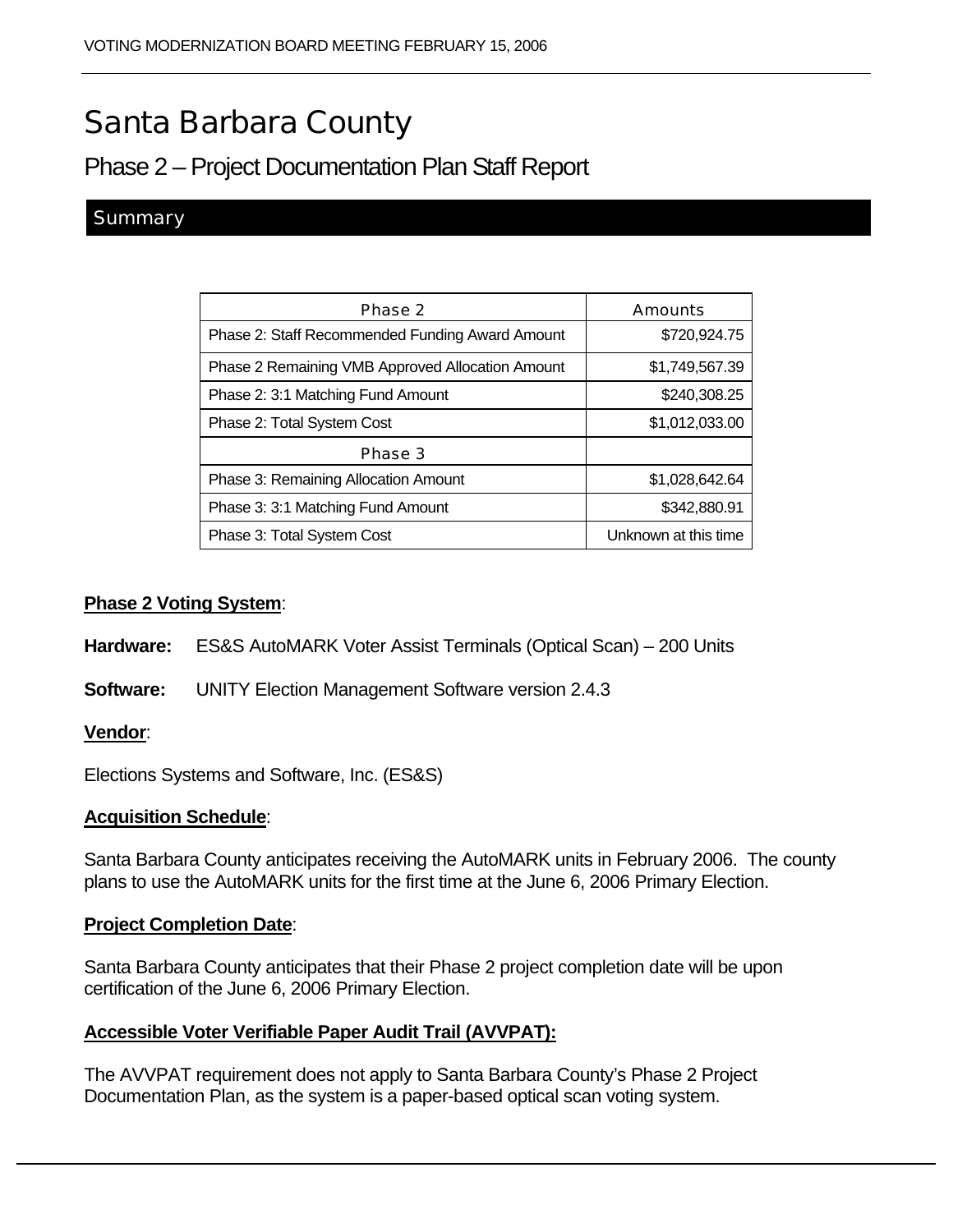# Santa Barbara County

## Phase 2 – Project Documentation Plan Staff Report

### Summary

| Phase 2 | Amounts |
| --- | --- |
| Phase 2: Staff Recommended Funding Award Amount | $720,924.75 |
| Phase 2 Remaining VMB Approved Allocation Amount | $1,749,567.39 |
| Phase 2: 3:1 Matching Fund Amount | $240,308.25 |
| Phase 2: Total System Cost | $1,012,033.00 |
| Phase 3 | |
| Phase 3: Remaining Allocation Amount | $1,028,642.64 |
| Phase 3: 3:1 Matching Fund Amount | $342,880.91 |
| Phase 3: Total System Cost | Unknown at this time |

**Phase 2 Voting System**:

**Hardware:** ES&S AutoMARK Voter Assist Terminals (Optical Scan) – 200 Units

**Software:** UNITY Election Management Software version 2.4.3

**Vendor**:

Elections Systems and Software, Inc. (ES&S)

**Acquisition Schedule**:

Santa Barbara County anticipates receiving the AutoMARK units in February 2006. The county plans to use the AutoMARK units for the first time at the June 6, 2006 Primary Election.

**Project Completion Date**:

Santa Barbara County anticipates that their Phase 2 project completion date will be upon certification of the June 6, 2006 Primary Election.

**Accessible Voter Verifiable Paper Audit Trail (AVVPAT):**

The AVVPAT requirement does not apply to Santa Barbara County's Phase 2 Project Documentation Plan, as the system is a paper-based optical scan voting system.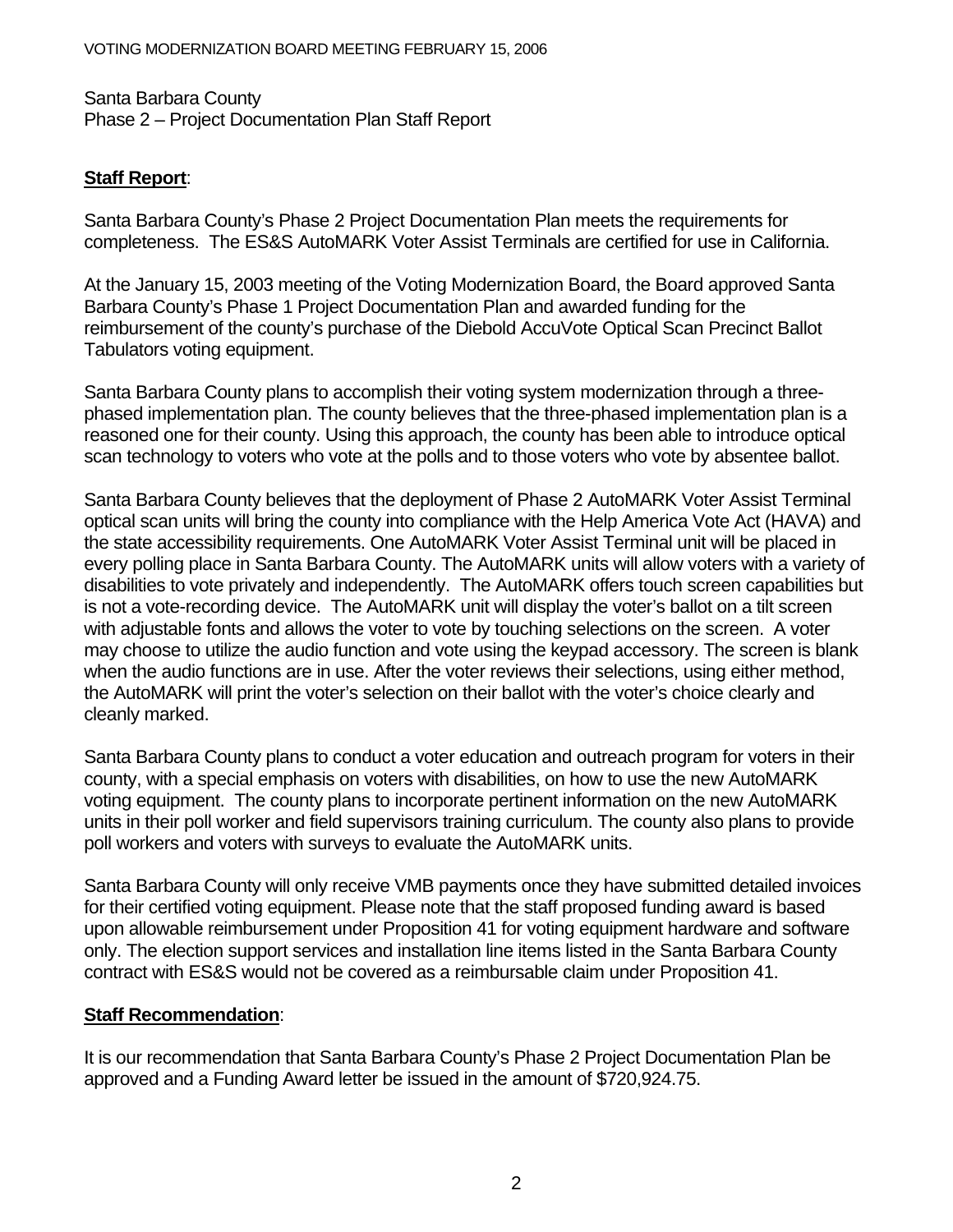Santa Barbara County
Phase 2 – Project Documentation Plan Staff Report

**Staff Report**:

Santa Barbara County's Phase 2 Project Documentation Plan meets the requirements for completeness. The ES&S AutoMARK Voter Assist Terminals are certified for use in California.

At the January 15, 2003 meeting of the Voting Modernization Board, the Board approved Santa Barbara County's Phase 1 Project Documentation Plan and awarded funding for the reimbursement of the county's purchase of the Diebold AccuVote Optical Scan Precinct Ballot Tabulators voting equipment.

Santa Barbara County plans to accomplish their voting system modernization through a three-phased implementation plan. The county believes that the three-phased implementation plan is a reasoned one for their county. Using this approach, the county has been able to introduce optical scan technology to voters who vote at the polls and to those voters who vote by absentee ballot.

Santa Barbara County believes that the deployment of Phase 2 AutoMARK Voter Assist Terminal optical scan units will bring the county into compliance with the Help America Vote Act (HAVA) and the state accessibility requirements. One AutoMARK Voter Assist Terminal unit will be placed in every polling place in Santa Barbara County. The AutoMARK units will allow voters with a variety of disabilities to vote privately and independently. The AutoMARK offers touch screen capabilities but is not a vote-recording device. The AutoMARK unit will display the voter's ballot on a tilt screen with adjustable fonts and allows the voter to vote by touching selections on the screen. A voter may choose to utilize the audio function and vote using the keypad accessory. The screen is blank when the audio functions are in use. After the voter reviews their selections, using either method, the AutoMARK will print the voter's selection on their ballot with the voter's choice clearly and cleanly marked.

Santa Barbara County plans to conduct a voter education and outreach program for voters in their county, with a special emphasis on voters with disabilities, on how to use the new AutoMARK voting equipment. The county plans to incorporate pertinent information on the new AutoMARK units in their poll worker and field supervisors training curriculum. The county also plans to provide poll workers and voters with surveys to evaluate the AutoMARK units.

Santa Barbara County will only receive VMB payments once they have submitted detailed invoices for their certified voting equipment. Please note that the staff proposed funding award is based upon allowable reimbursement under Proposition 41 for voting equipment hardware and software only. The election support services and installation line items listed in the Santa Barbara County contract with ES&S would not be covered as a reimbursable claim under Proposition 41.

**Staff Recommendation**:

It is our recommendation that Santa Barbara County's Phase 2 Project Documentation Plan be approved and a Funding Award letter be issued in the amount of $720,924.75.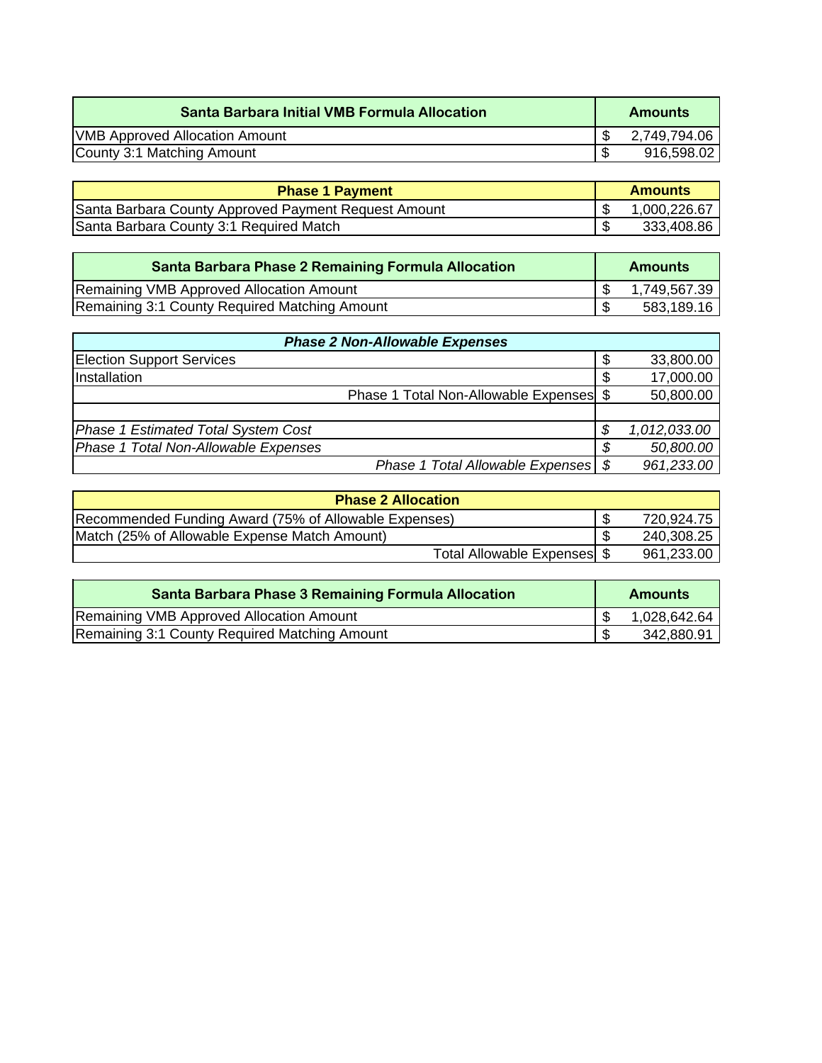| Santa Barbara Initial VMB Formula Allocation | Amounts |
|---|---|
| VMB Approved Allocation Amount | $ 2,749,794.06 |
| County 3:1 Matching Amount | $ 916,598.02 |

| Phase 1 Payment | Amounts |
|---|---|
| Santa Barbara County Approved Payment Request Amount | $ 1,000,226.67 |
| Santa Barbara County 3:1 Required Match | $ 333,408.86 |

| Santa Barbara Phase 2 Remaining Formula Allocation | Amounts |
|---|---|
| Remaining VMB Approved Allocation Amount | $ 1,749,567.39 |
| Remaining 3:1 County Required Matching Amount | $ 583,189.16 |

| ***Phase 2 Non-Allowable Expenses*** | |
|---|---|
| Election Support Services | $ 33,800.00 |
| Installation | $ 17,000.00 |
| Phase 1 Total Non-Allowable Expenses | $ 50,800.00 |
| | |
| *Phase 1 Estimated Total System Cost* | *$ 1,012,033.00* |
| *Phase 1 Total Non-Allowable Expenses* | *$ 50,800.00* |
| *Phase 1 Total Allowable Expenses* | *$ 961,233.00* |

| Phase 2 Allocation | |
|---|---|
| Recommended Funding Award (75% of Allowable Expenses) | $ 720,924.75 |
| Match (25% of Allowable Expense Match Amount) | $ 240,308.25 |
| Total Allowable Expenses | $ 961,233.00 |

| Santa Barbara Phase 3 Remaining Formula Allocation | Amounts |
|---|---|
| Remaining VMB Approved Allocation Amount | $ 1,028,642.64 |
| Remaining 3:1 County Required Matching Amount | $ 342,880.91 |